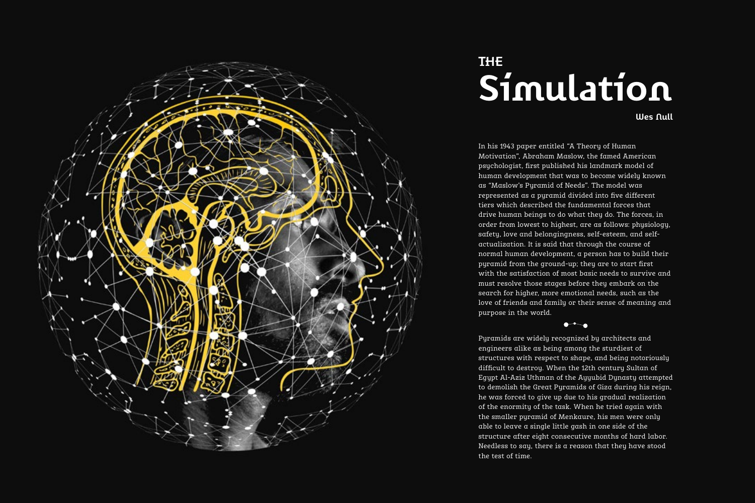# THE Simulation

**Wes Null**

In his 1943 paper entitled "A Theory of Human Motivation", Abraham Maslow, the famed American psychologist, first published his landmark model of human development that was to become widely known as "Maslow's Pyramid of Needs". The model was represented as a pyramid divided into five different tiers which described the fundamental forces that drive human beings to do what they do. The forces, in order from lowest to highest, are as follows: physiology, safety, love and belongingness, self-esteem, and self-actualization. It is said that through the course of normal human development, a person has to build their pyramid from the ground-up; they are to start first with the satisfaction of most basic needs to survive and must resolve those stages before they embark on the search for higher, more emotional needs, such as the love of friends and family or their sense of meaning and purpose in the world.

Pyramids are widely recognized by architects and engineers alike as being among the sturdiest of structures with respect to shape, and being notoriously difficult to destroy. When the 12th century Sultan of Egypt Al-Aziz Uthman of the Ayyubid Dynasty attempted to demolish the Great Pyramids of Giza during his reign, he was forced to give up due to his gradual realization of the enormity of the task. When he tried again with the smaller pyramid of Menkaure, his men were only able to leave a single little gash in one side of the structure after eight consecutive months of hard labor. Needless to say, there is a reason that they have stood the test of time.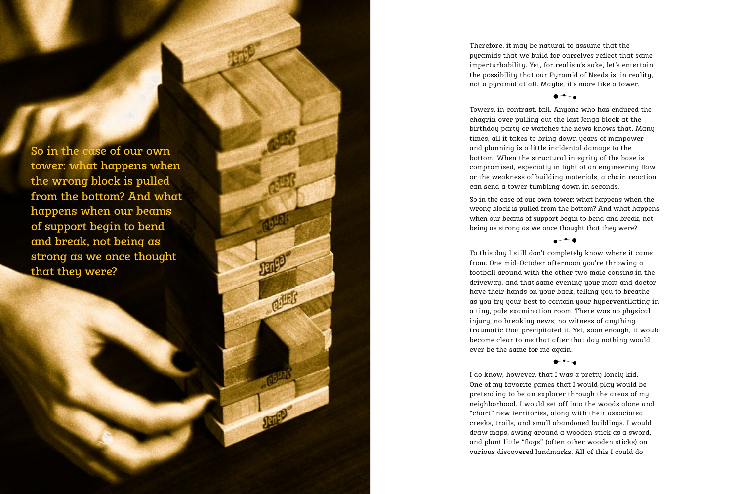> So in the case of our own tower: what happens when the wrong block is pulled from the bottom? And what happens when our beams of support begin to bend and break, not being as strong as we once thought that they were?

Therefore, it may be natural to assume that the pyramids that we build for ourselves reflect that same imperturbability. Yet, for realism's sake, let's entertain the possibility that our Pyramid of Needs is, in reality, not a pyramid at all. Maybe, it's more like a tower.

---

Towers, in contrast, fall. Anyone who has endured the chagrin over pulling out the last Jenga block at the birthday party or watches the news knows that. Many times, all it takes to bring down years of manpower and planning is a little incidental damage to the bottom. When the structural integrity of the base is compromised, especially in light of an engineering flaw or the weakness of building materials, a chain reaction can send a tower tumbling down in seconds.

So in the case of our own tower: what happens when the wrong block is pulled from the bottom? And what happens when our beams of support begin to bend and break, not being as strong as we once thought that they were?

---

To this day I still don't completely know where it came from. One mid-October afternoon you're throwing a football around with the other two male cousins in the driveway, and that same evening your mom and doctor have their hands on your back, telling you to breathe as you try your best to contain your hyperventilating in a tiny, pale examination room. There was no physical injury, no breaking news, no witness of anything traumatic that precipitated it. Yet, soon enough, it would become clear to me that after that day nothing would ever be the same for me again.

---

I do know, however, that I was a pretty lonely kid. One of my favorite games that I would play would be pretending to be an explorer through the areas of my neighborhood. I would set off into the woods alone and "chart" new territories, along with their associated creeks, trails, and small abandoned buildings. I would draw maps, swing around a wooden stick as a sword, and plant little "flags" (often other wooden sticks) on various discovered landmarks. All of this I could do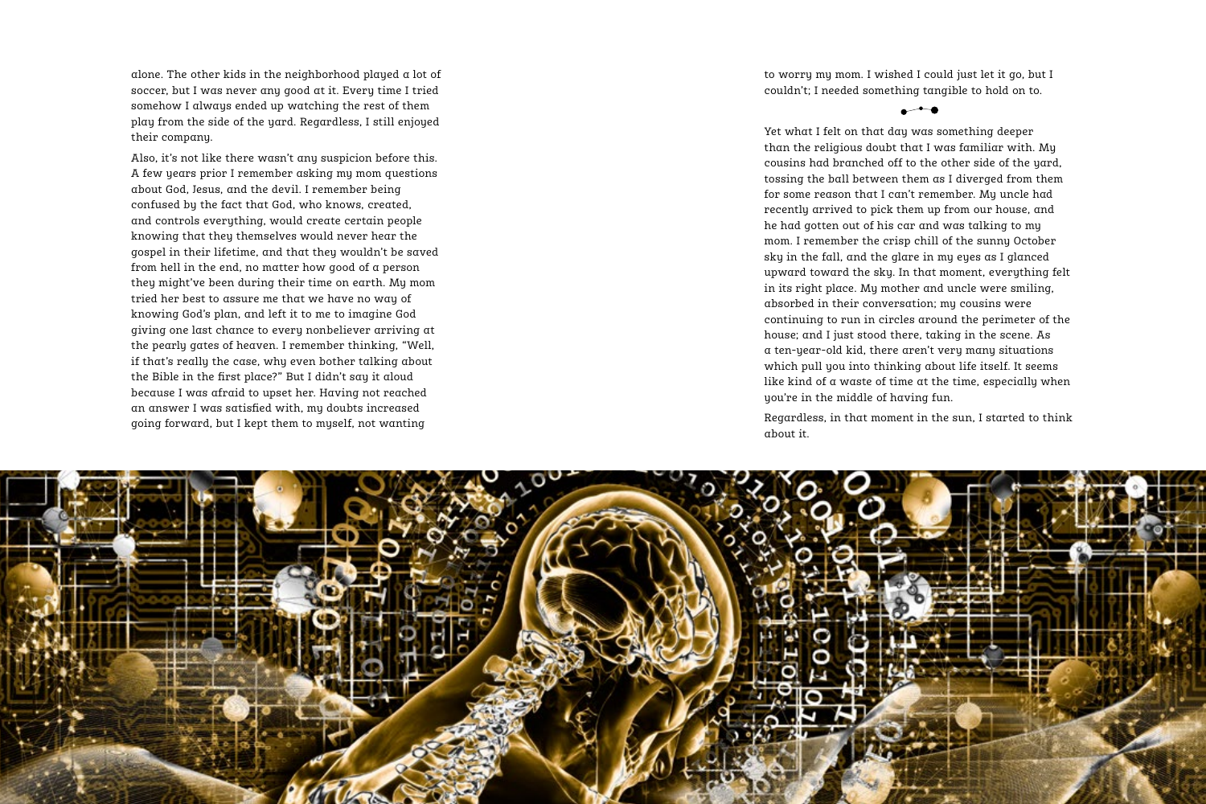alone. The other kids in the neighborhood played a lot of soccer, but I was never any good at it. Every time I tried somehow I always ended up watching the rest of them play from the side of the yard. Regardless, I still enjoyed their company.

Also, it's not like there wasn't any suspicion before this. A few years prior I remember asking my mom questions about God, Jesus, and the devil. I remember being confused by the fact that God, who knows, created, and controls everything, would create certain people knowing that they themselves would never hear the gospel in their lifetime, and that they wouldn't be saved from hell in the end, no matter how good of a person they might've been during their time on earth. My mom tried her best to assure me that we have no way of knowing God's plan, and left it to me to imagine God giving one last chance to every nonbeliever arriving at the pearly gates of heaven. I remember thinking, "Well, if that's really the case, why even bother talking about the Bible in the first place?" But I didn't say it aloud because I was afraid to upset her. Having not reached an answer I was satisfied with, my doubts increased going forward, but I kept them to myself, not wanting to worry my mom. I wished I could just let it go, but I couldn't; I needed something tangible to hold on to.

Yet what I felt on that day was something deeper than the religious doubt that I was familiar with. My cousins had branched off to the other side of the yard, tossing the ball between them as I diverged from them for some reason that I can't remember. My uncle had recently arrived to pick them up from our house, and he had gotten out of his car and was talking to my mom. I remember the crisp chill of the sunny October sky in the fall, and the glare in my eyes as I glanced upward toward the sky. In that moment, everything felt in its right place. My mother and uncle were smiling, absorbed in their conversation; my cousins were continuing to run in circles around the perimeter of the house; and I just stood there, taking in the scene. As a ten-year-old kid, there aren't very many situations which pull you into thinking about life itself. It seems like kind of a waste of time at the time, especially when you're in the middle of having fun.

Regardless, in that moment in the sun, I started to think about it.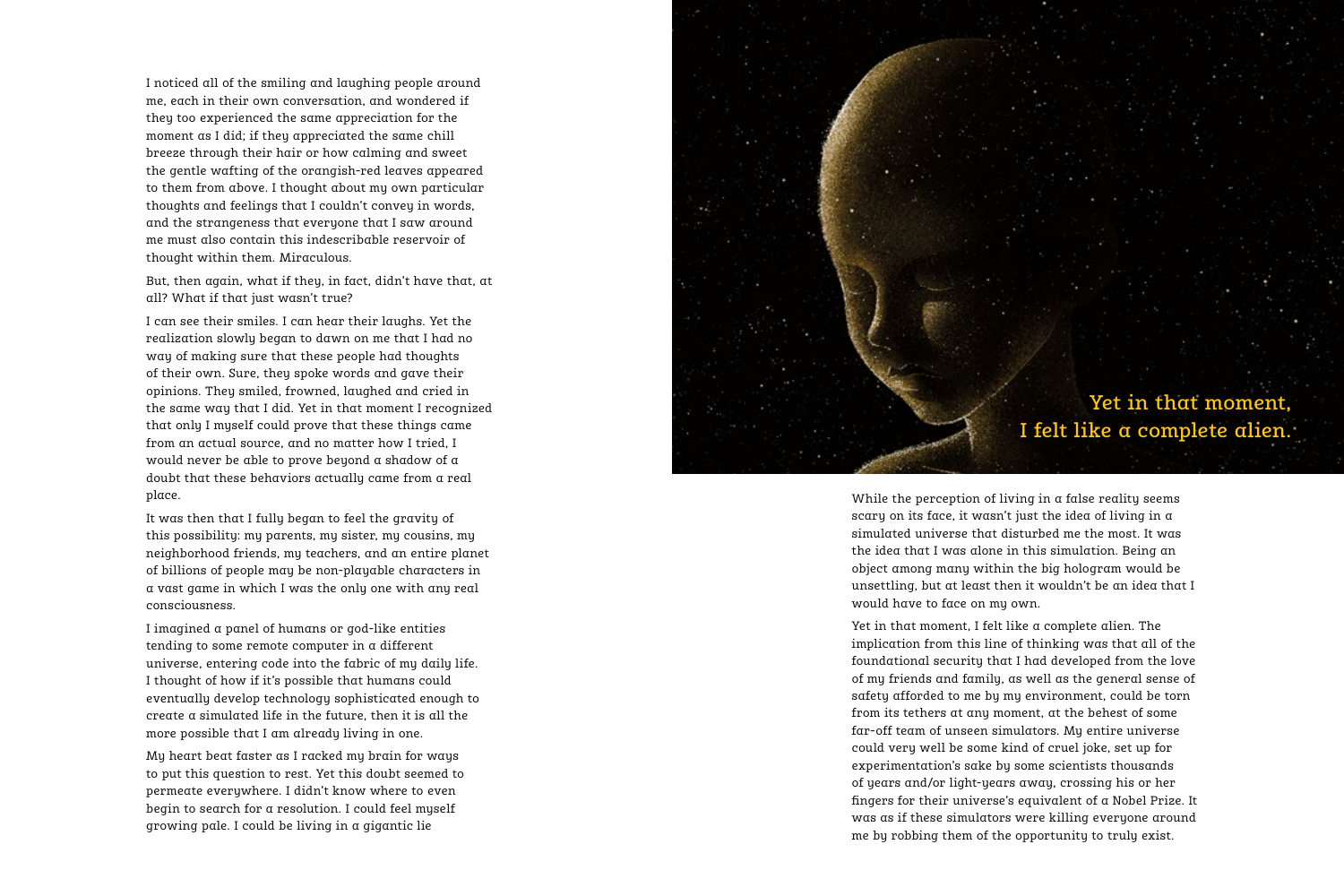I noticed all of the smiling and laughing people around me, each in their own conversation, and wondered if they too experienced the same appreciation for the moment as I did; if they appreciated the same chill breeze through their hair or how calming and sweet the gentle wafting of the orangish-red leaves appeared to them from above. I thought about my own particular thoughts and feelings that I couldn't convey in words, and the strangeness that everyone that I saw around me must also contain this indescribable reservoir of thought within them. Miraculous.

But, then again, what if they, in fact, didn't have that, at all? What if that just wasn't true?

I can see their smiles. I can hear their laughs. Yet the realization slowly began to dawn on me that I had no way of making sure that these people had thoughts of their own. Sure, they spoke words and gave their opinions. They smiled, frowned, laughed and cried in the same way that I did. Yet in that moment I recognized that only I myself could prove that these things came from an actual source, and no matter how I tried, I would never be able to prove beyond a shadow of a doubt that these behaviors actually came from a real place.

It was then that I fully began to feel the gravity of this possibility: my parents, my sister, my cousins, my neighborhood friends, my teachers, and an entire planet of billions of people may be non-playable characters in a vast game in which I was the only one with any real consciousness.

I imagined a panel of humans or god-like entities tending to some remote computer in a different universe, entering code into the fabric of my daily life. I thought of how if it's possible that humans could eventually develop technology sophisticated enough to create a simulated life in the future, then it is all the more possible that I am already living in one.

My heart beat faster as I racked my brain for ways to put this question to rest. Yet this doubt seemed to permeate everywhere. I didn't know where to even begin to search for a resolution. I could feel myself growing pale. I could be living in a gigantic lie

**Yet in that moment, I felt like a complete alien.**

While the perception of living in a false reality seems scary on its face, it wasn't just the idea of living in a simulated universe that disturbed me the most. It was the idea that I was alone in this simulation. Being an object among many within the big hologram would be unsettling, but at least then it wouldn't be an idea that I would have to face on my own.

Yet in that moment, I felt like a complete alien. The implication from this line of thinking was that all of the foundational security that I had developed from the love of my friends and family, as well as the general sense of safety afforded to me by my environment, could be torn from its tethers at any moment, at the behest of some far-off team of unseen simulators. My entire universe could very well be some kind of cruel joke, set up for experimentation's sake by some scientists thousands of years and/or light-years away, crossing his or her fingers for their universe's equivalent of a Nobel Prize. It was as if these simulators were killing everyone around me by robbing them of the opportunity to truly exist.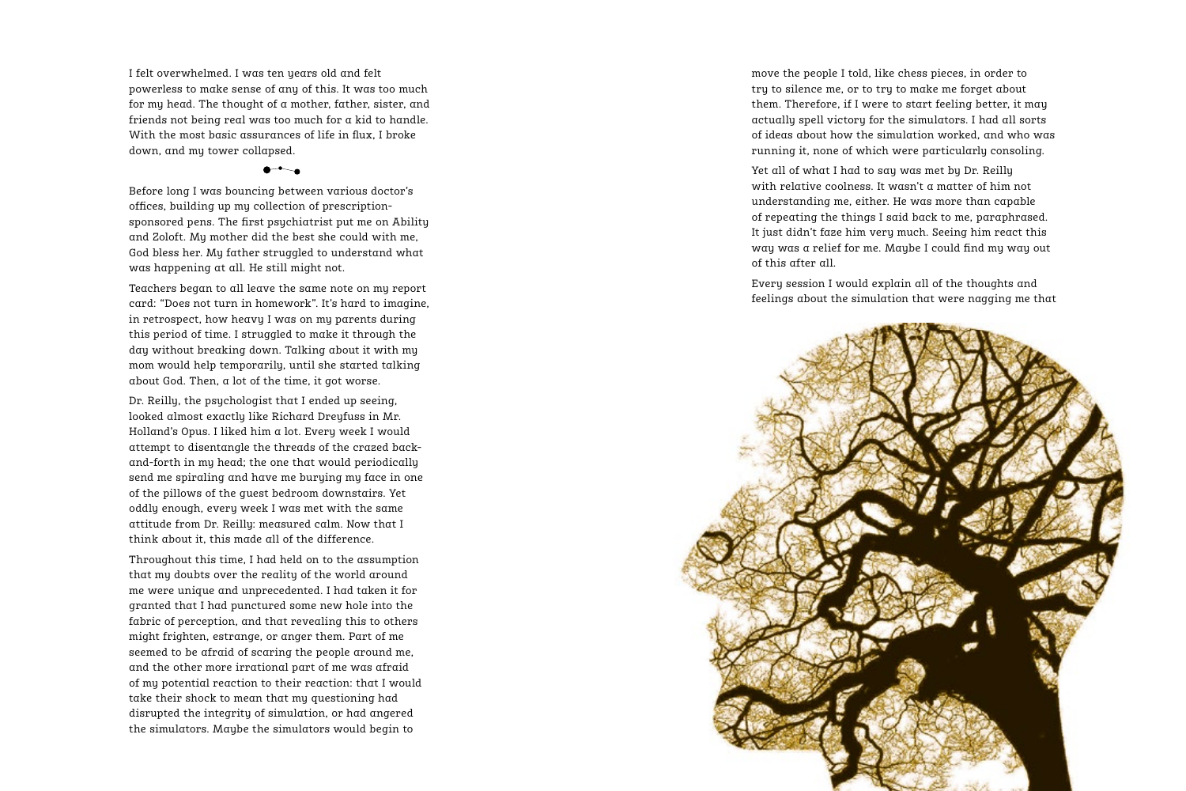I felt overwhelmed. I was ten years old and felt powerless to make sense of any of this. It was too much for my head. The thought of a mother, father, sister, and friends not being real was too much for a kid to handle. With the most basic assurances of life in flux, I broke down, and my tower collapsed.

Before long I was bouncing between various doctor's offices, building up my collection of prescription-sponsored pens. The first psychiatrist put me on Ability and Zoloft. My mother did the best she could with me, God bless her. My father struggled to understand what was happening at all. He still might not.

Teachers began to all leave the same note on my report card: "Does not turn in homework". It's hard to imagine, in retrospect, how heavy I was on my parents during this period of time. I struggled to make it through the day without breaking down. Talking about it with my mom would help temporarily, until she started talking about God. Then, a lot of the time, it got worse.

Dr. Reilly, the psychologist that I ended up seeing, looked almost exactly like Richard Dreyfuss in Mr. Holland's Opus. I liked him a lot. Every week I would attempt to disentangle the threads of the crazed back-and-forth in my head; the one that would periodically send me spiraling and have me burying my face in one of the pillows of the guest bedroom downstairs. Yet oddly enough, every week I was met with the same attitude from Dr. Reilly: measured calm. Now that I think about it, this made all of the difference.

Throughout this time, I had held on to the assumption that my doubts over the reality of the world around me were unique and unprecedented. I had taken it for granted that I had punctured some new hole into the fabric of perception, and that revealing this to others might frighten, estrange, or anger them. Part of me seemed to be afraid of scaring the people around me, and the other more irrational part of me was afraid of my potential reaction to their reaction: that I would take their shock to mean that my questioning had disrupted the integrity of simulation, or had angered the simulators. Maybe the simulators would begin to move the people I told, like chess pieces, in order to try to silence me, or to try to make me forget about them. Therefore, if I were to start feeling better, it may actually spell victory for the simulators. I had all sorts of ideas about how the simulation worked, and who was running it, none of which were particularly consoling.

Yet all of what I had to say was met by Dr. Reilly with relative coolness. It wasn't a matter of him not understanding me, either. He was more than capable of repeating the things I said back to me, paraphrased. It just didn't faze him very much. Seeing him react this way was a relief for me. Maybe I could find my way out of this after all.

Every session I would explain all of the thoughts and feelings about the simulation that were nagging me that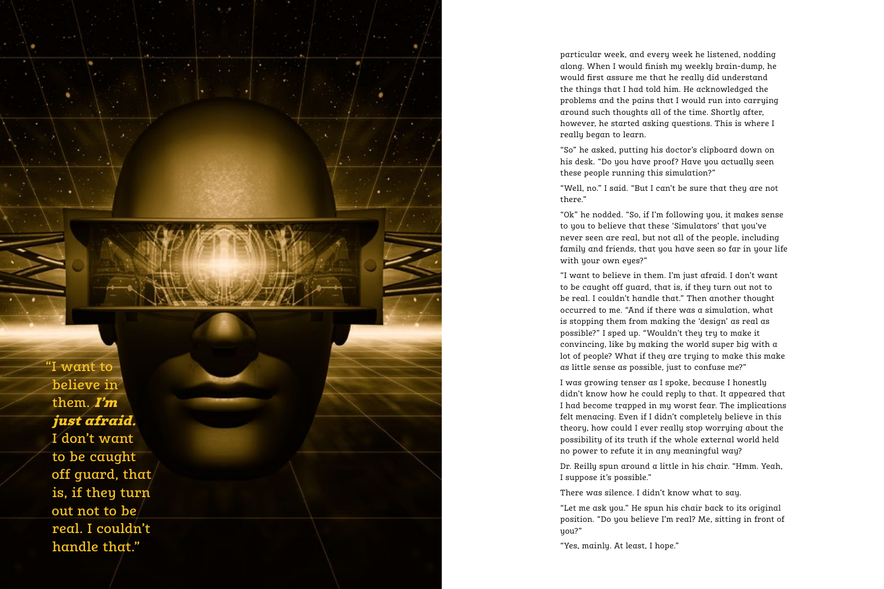"I want to believe in them. ***I'm just afraid.*** I don't want to be caught off guard, that is, if they turn out not to be real. I couldn't handle that."

particular week, and every week he listened, nodding along. When I would finish my weekly brain-dump, he would first assure me that he really did understand the things that I had told him. He acknowledged the problems and the pains that I would run into carrying around such thoughts all of the time. Shortly after, however, he started asking questions. This is where I really began to learn.

"So" he asked, putting his doctor's clipboard down on his desk. "Do you have proof? Have you actually seen these people running this simulation?"

"Well, no." I said. "But I can't be sure that they are not there."

"Ok" he nodded. "So, if I'm following you, it makes sense to you to believe that these 'Simulators' that you've never seen are real, but not all of the people, including family and friends, that you have seen so far in your life with your own eyes?"

"I want to believe in them. I'm just afraid. I don't want to be caught off guard, that is, if they turn out not to be real. I couldn't handle that." Then another thought occurred to me. "And if there was a simulation, what is stopping them from making the 'design' as real as possible?" I sped up. "Wouldn't they try to make it convincing, like by making the world super big with a lot of people? What if they are trying to make this make as little sense as possible, just to confuse me?"

I was growing tenser as I spoke, because I honestly didn't know how he could reply to that. It appeared that I had become trapped in my worst fear. The implications felt menacing. Even if I didn't completely believe in this theory, how could I ever really stop worrying about the possibility of its truth if the whole external world held no power to refute it in any meaningful way?

Dr. Reilly spun around a little in his chair. "Hmm. Yeah, I suppose it's possible."

There was silence. I didn't know what to say.

"Let me ask you." He spun his chair back to its original position. "Do you believe I'm real? Me, sitting in front of you?"

"Yes, mainly. At least, I hope."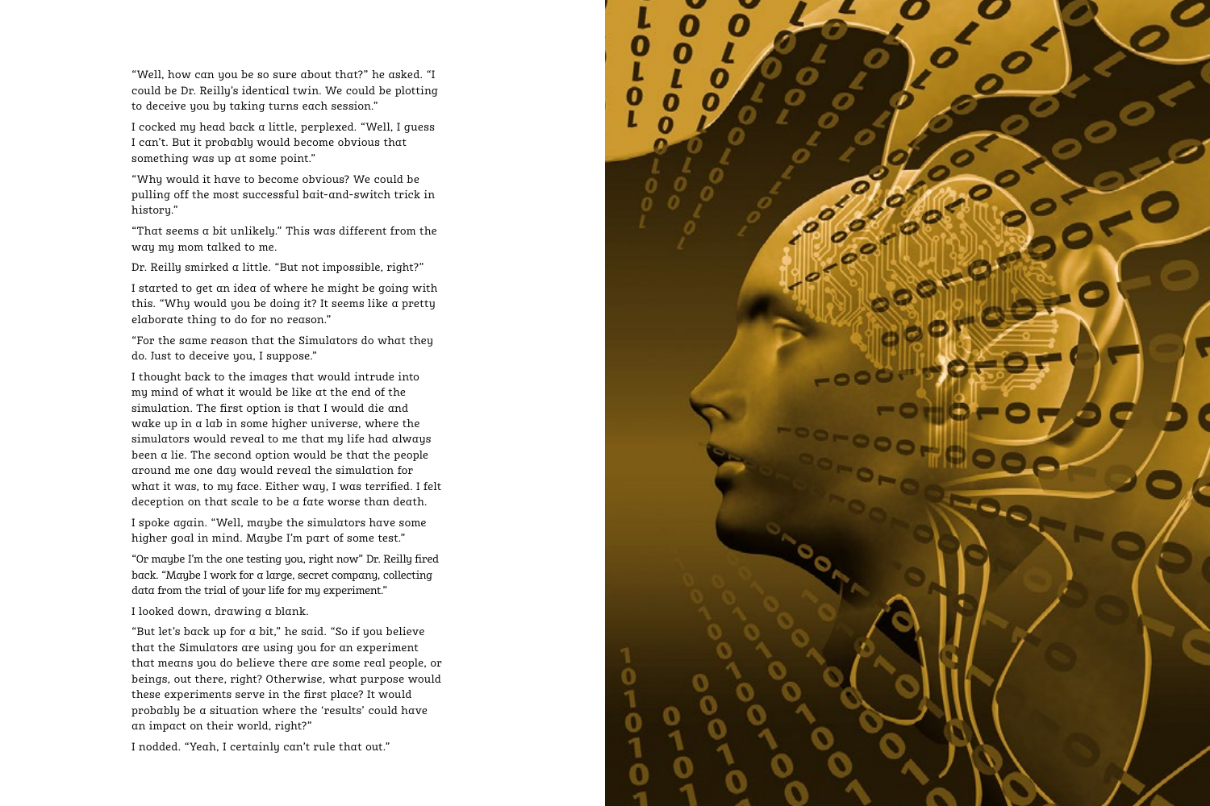"Well, how can you be so sure about that?" he asked. "I could be Dr. Reilly's identical twin. We could be plotting to deceive you by taking turns each session."

I cocked my head back a little, perplexed. "Well, I guess I can't. But it probably would become obvious that something was up at some point."

"Why would it have to become obvious? We could be pulling off the most successful bait-and-switch trick in history."

"That seems a bit unlikely." This was different from the way my mom talked to me.

Dr. Reilly smirked a little. "But not impossible, right?"

I started to get an idea of where he might be going with this. "Why would you be doing it? It seems like a pretty elaborate thing to do for no reason."

"For the same reason that the Simulators do what they do. Just to deceive you, I suppose."

I thought back to the images that would intrude into my mind of what it would be like at the end of the simulation. The first option is that I would die and wake up in a lab in some higher universe, where the simulators would reveal to me that my life had always been a lie. The second option would be that the people around me one day would reveal the simulation for what it was, to my face. Either way, I was terrified. I felt deception on that scale to be a fate worse than death.

I spoke again. "Well, maybe the simulators have some higher goal in mind. Maybe I'm part of some test."

"Or maybe I'm the one testing you, right now" Dr. Reilly fired back. "Maybe I work for a large, secret company, collecting data from the trial of your life for my experiment."

I looked down, drawing a blank.

"But let's back up for a bit," he said. "So if you believe that the Simulators are using you for an experiment that means you do believe there are some real people, or beings, out there, right? Otherwise, what purpose would these experiments serve in the first place? It would probably be a situation where the 'results' could have an impact on their world, right?"

I nodded. "Yeah, I certainly can't rule that out."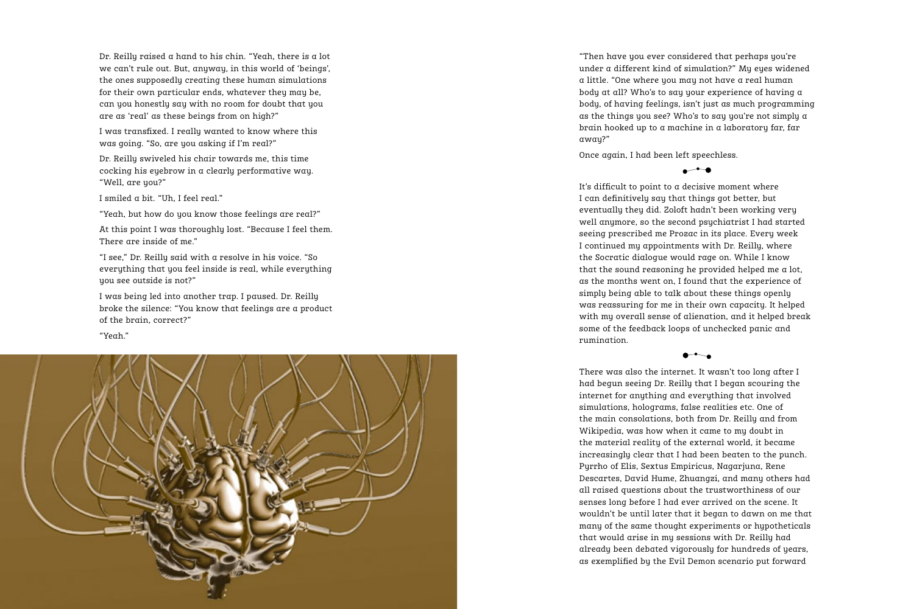Dr. Reilly raised a hand to his chin. "Yeah, there is a lot we can't rule out. But, anyway, in this world of 'beings', the ones supposedly creating these human simulations for their own particular ends, whatever they may be, can you honestly say with no room for doubt that you are as 'real' as these beings from on high?"

I was transfixed. I really wanted to know where this was going. "So, are you asking if I'm real?"

Dr. Reilly swiveled his chair towards me, this time cocking his eyebrow in a clearly performative way. "Well, are you?"

I smiled a bit. "Uh, I feel real."

"Yeah, but how do you know those feelings are real?"

At this point I was thoroughly lost. "Because I feel them. There are inside of me."

"I see," Dr. Reilly said with a resolve in his voice. "So everything that you feel inside is real, while everything you see outside is not?"

I was being led into another trap. I paused. Dr. Reilly broke the silence: "You know that feelings are a product of the brain, correct?"

"Yeah."

"Then have you ever considered that perhaps you're under a different kind of simulation?" My eyes widened a little. "One where you may not have a real human body at all? Who's to say your experience of having a body, of having feelings, isn't just as much programming as the things you see? Who's to say you're not simply a brain hooked up to a machine in a laboratory far, far away?"

Once again, I had been left speechless.

It's difficult to point to a decisive moment where I can definitively say that things got better, but eventually they did. Zoloft hadn't been working very well anymore, so the second psychiatrist I had started seeing prescribed me Prozac in its place. Every week I continued my appointments with Dr. Reilly, where the Socratic dialogue would rage on. While I know that the sound reasoning he provided helped me a lot, as the months went on, I found that the experience of simply being able to talk about these things openly was reassuring for me in their own capacity. It helped with my overall sense of alienation, and it helped break some of the feedback loops of unchecked panic and rumination.

There was also the internet. It wasn't too long after I had begun seeing Dr. Reilly that I began scouring the internet for anything and everything that involved simulations, holograms, false realities etc. One of the main consolations, both from Dr. Reilly and from Wikipedia, was how when it came to my doubt in the material reality of the external world, it became increasingly clear that I had been beaten to the punch. Pyrrho of Elis, Sextus Empiricus, Nagarjuna, Rene Descartes, David Hume, Zhuangzi, and many others had all raised questions about the trustworthiness of our senses long before I had ever arrived on the scene. It wouldn't be until later that it began to dawn on me that many of the same thought experiments or hypotheticals that would arise in my sessions with Dr. Reilly had already been debated vigorously for hundreds of years, as exemplified by the Evil Demon scenario put forward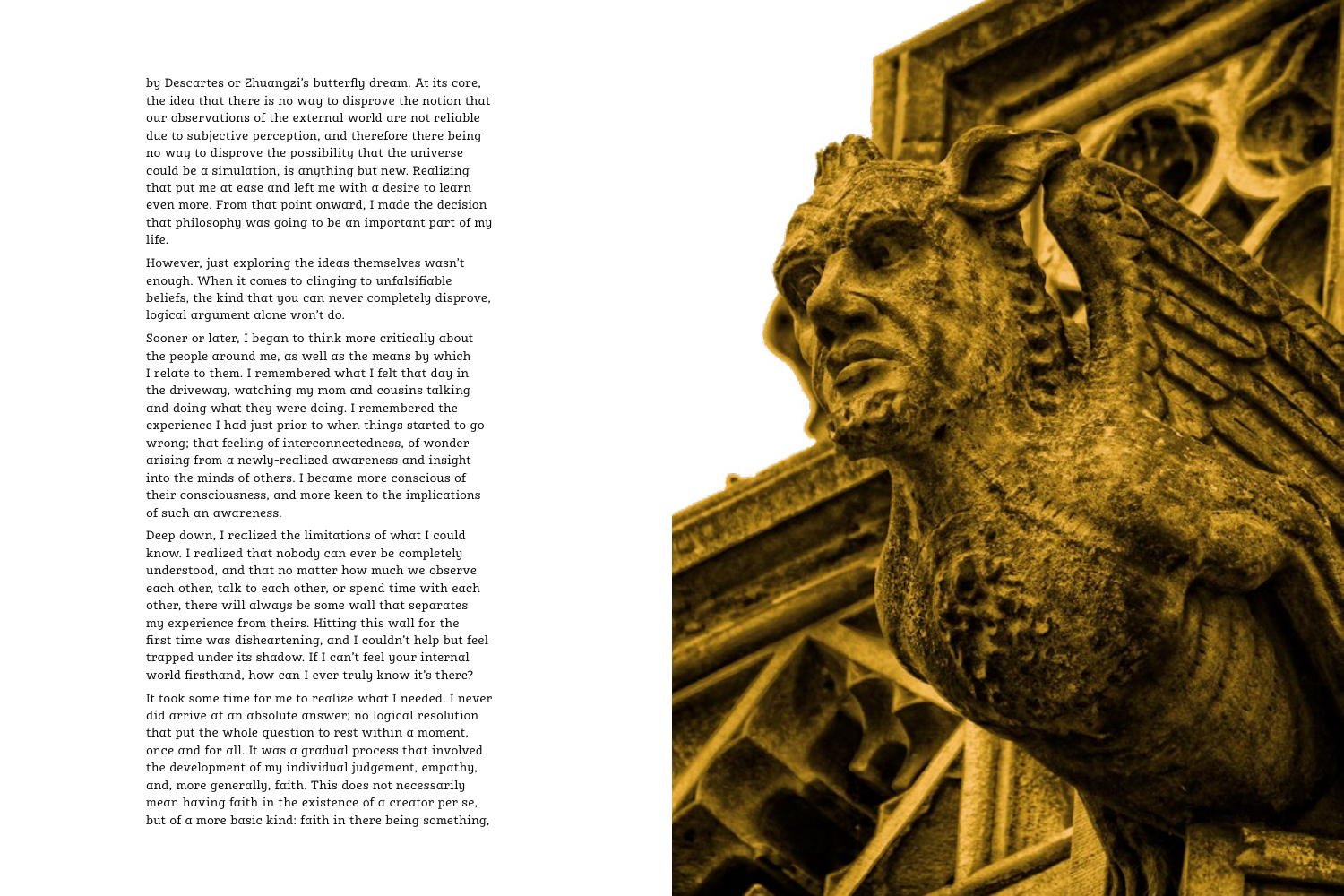by Descartes or Zhuangzi's butterfly dream. At its core, the idea that there is no way to disprove the notion that our observations of the external world are not reliable due to subjective perception, and therefore there being no way to disprove the possibility that the universe could be a simulation, is anything but new. Realizing that put me at ease and left me with a desire to learn even more. From that point onward, I made the decision that philosophy was going to be an important part of my life.

However, just exploring the ideas themselves wasn't enough. When it comes to clinging to unfalsifiable beliefs, the kind that you can never completely disprove, logical argument alone won't do.

Sooner or later, I began to think more critically about the people around me, as well as the means by which I relate to them. I remembered what I felt that day in the driveway, watching my mom and cousins talking and doing what they were doing. I remembered the experience I had just prior to when things started to go wrong; that feeling of interconnectedness, of wonder arising from a newly-realized awareness and insight into the minds of others. I became more conscious of their consciousness, and more keen to the implications of such an awareness.

Deep down, I realized the limitations of what I could know. I realized that nobody can ever be completely understood, and that no matter how much we observe each other, talk to each other, or spend time with each other, there will always be some wall that separates my experience from theirs. Hitting this wall for the first time was disheartening, and I couldn't help but feel trapped under its shadow. If I can't feel your internal world firsthand, how can I ever truly know it's there?

It took some time for me to realize what I needed. I never did arrive at an absolute answer; no logical resolution that put the whole question to rest within a moment, once and for all. It was a gradual process that involved the development of my individual judgement, empathy, and, more generally, faith. This does not necessarily mean having faith in the existence of a creator per se, but of a more basic kind: faith in there being something,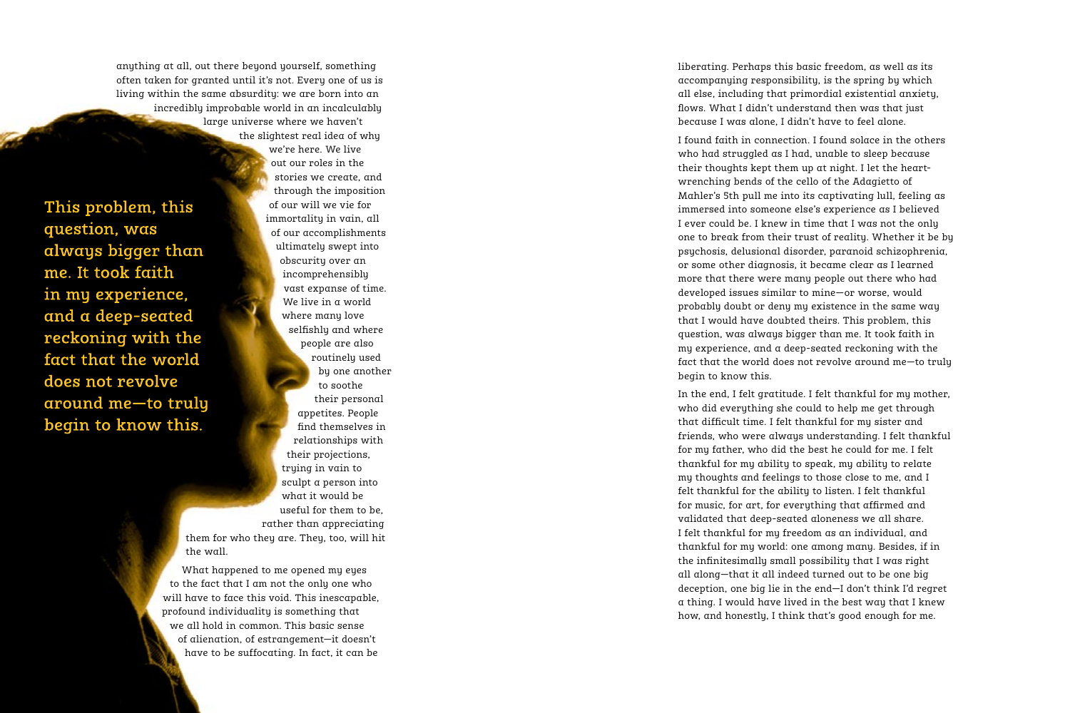anything at all, out there beyond yourself, something often taken for granted until it's not. Every one of us is living within the same absurdity: we are born into an incredibly improbable world in an incalculably large universe where we haven't the slightest real idea of why we're here. We live out our roles in the stories we create, and through the imposition of our will we vie for immortality in vain, all of our accomplishments ultimately swept into obscurity over an incomprehensibly vast expanse of time. We live in a world where many love selfishly and where people are also routinely used by one another to soothe their personal appetites. People find themselves in relationships with their projections, trying in vain to sculpt a person into what it would be useful for them to be, rather than appreciating them for who they are. They, too, will hit the wall.

**This problem, this question, was always bigger than me. It took faith in my experience, and a deep-seated reckoning with the fact that the world does not revolve around me—to truly begin to know this.**

What happened to me opened my eyes to the fact that I am not the only one who will have to face this void. This inescapable, profound individuality is something that we all hold in common. This basic sense of alienation, of estrangement—it doesn't have to be suffocating. In fact, it can be liberating. Perhaps this basic freedom, as well as its accompanying responsibility, is the spring by which all else, including that primordial existential anxiety, flows. What I didn't understand then was that just because I was alone, I didn't have to feel alone.

I found faith in connection. I found solace in the others who had struggled as I had, unable to sleep because their thoughts kept them up at night. I let the heart-wrenching bends of the cello of the Adagietto of Mahler's 5th pull me into its captivating lull, feeling as immersed into someone else's experience as I believed I ever could be. I knew in time that I was not the only one to break from their trust of reality. Whether it be by psychosis, delusional disorder, paranoid schizophrenia, or some other diagnosis, it became clear as I learned more that there were many people out there who had developed issues similar to mine—or worse, would probably doubt or deny my existence in the same way that I would have doubted theirs. This problem, this question, was always bigger than me. It took faith in my experience, and a deep-seated reckoning with the fact that the world does not revolve around me—to truly begin to know this.

In the end, I felt gratitude. I felt thankful for my mother, who did everything she could to help me get through that difficult time. I felt thankful for my sister and friends, who were always understanding. I felt thankful for my father, who did the best he could for me. I felt thankful for my ability to speak, my ability to relate my thoughts and feelings to those close to me, and I felt thankful for the ability to listen. I felt thankful for music, for art, for everything that affirmed and validated that deep-seated aloneness we all share. I felt thankful for my freedom as an individual, and thankful for my world: one among many. Besides, if in the infinitesimally small possibility that I was right all along—that it all indeed turned out to be one big deception, one big lie in the end—I don't think I'd regret a thing. I would have lived in the best way that I knew how, and honestly, I think that's good enough for me.